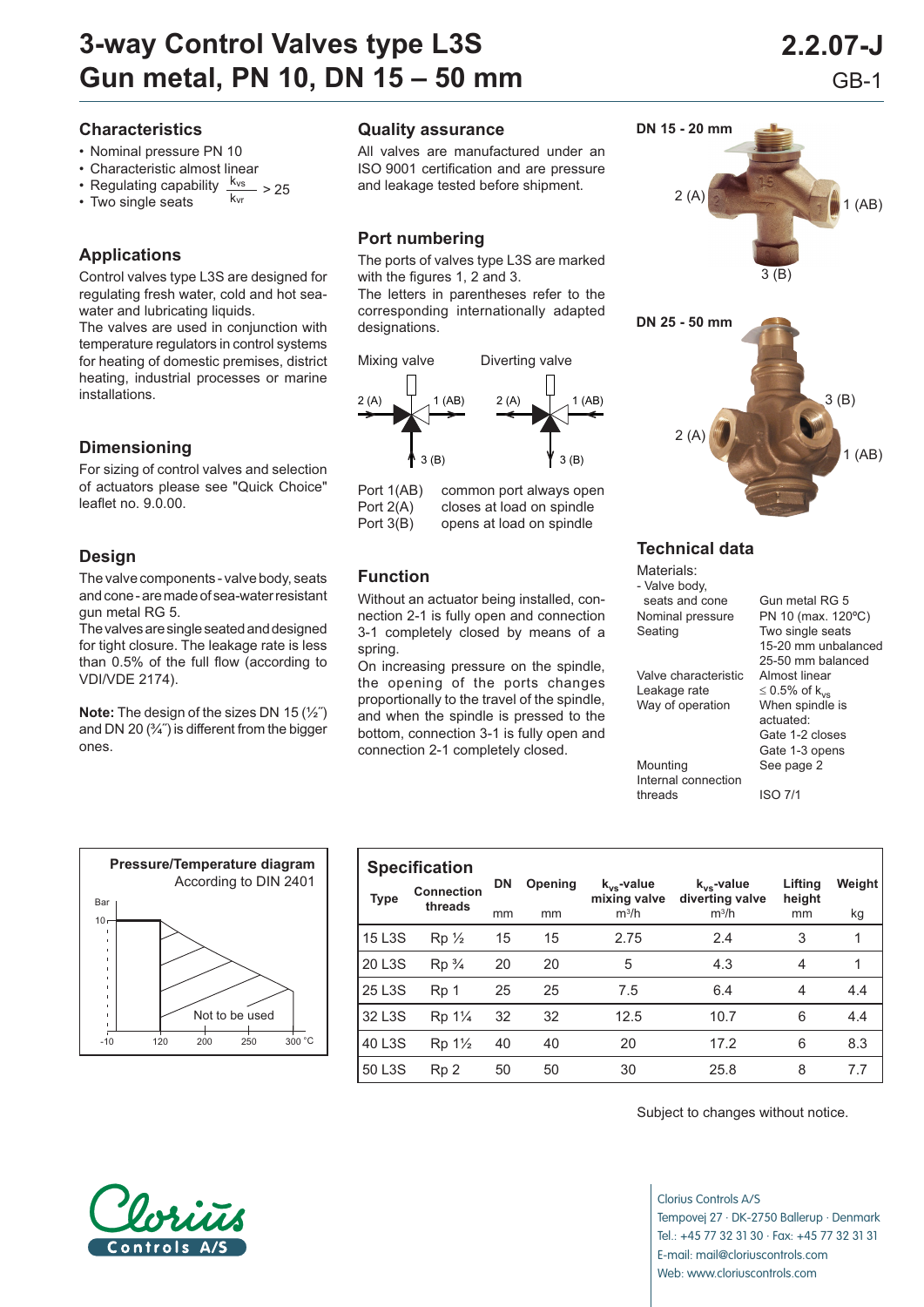# 3-way Control Valves type L3S
# Gun metal, PN 10, DN 15 – 50 mm

2.2.07-J

GB-1

## Characteristics

- Nominal pressure PN 10
- Characteristic almost linear
- Regulating capability $\frac{k_{vs}}{k_{vr}} > 25$
- Two single seats

## Applications

Control valves type L3S are designed for regulating fresh water, cold and hot sea-water and lubricating liquids.
The valves are used in conjunction with temperature regulators in control systems for heating of domestic premises, district heating, industrial processes or marine installations.

## Dimensioning

For sizing of control valves and selection of actuators please see "Quick Choice" leaflet no. 9.0.00.

## Design

The valve components - valve body, seats and cone - are made of sea-water resistant gun metal RG 5.
The valves are single seated and designed for tight closure. The leakage rate is less than 0.5% of the full flow (according to VDI/VDE 2174).

**Note:** The design of the sizes DN 15 (½˝) and DN 20 (¾˝) is different from the bigger ones.

## Quality assurance

All valves are manufactured under an ISO 9001 certification and are pressure and leakage tested before shipment.

## Port numbering

The ports of valves type L3S are marked with the figures 1, 2 and 3.
The letters in parentheses refer to the corresponding internationally adapted designations.

Mixing valve: 2 (A), 1 (AB), 3 (B)

Diverting valve: 2 (A), 1 (AB), 3 (B)

| | |
|---|---|
| Port 1(AB) | common port always open |
| Port 2(A) | closes at load on spindle |
| Port 3(B) | opens at load on spindle |

## Function

Without an actuator being installed, connection 2-1 is fully open and connection 3-1 completely closed by means of a spring.
On increasing pressure on the spindle, the opening of the ports changes proportionally to the travel of the spindle, and when the spindle is pressed to the bottom, connection 3-1 is fully open and connection 2-1 completely closed.

DN 15 - 20 mm: 2 (A), 1 (AB), 3 (B)

DN 25 - 50 mm: 3 (B), 2 (A), 1 (AB)

## Technical data

| | |
|---|---|
| Materials: | |
| - Valve body, seats and cone | Gun metal RG 5 |
| Nominal pressure | PN 10 (max. 120ºC) |
| Seating | Two single seats<br>15-20 mm unbalanced<br>25-50 mm balanced |
| Valve characteristic | Almost linear |
| Leakage rate | ≤ 0.5% of $k_{vs}$ |
| Way of operation | When spindle is actuated:<br>Gate 1-2 closes<br>Gate 1-3 opens |
| Mounting | See page 2 |
| Internal connection threads | ISO 7/1 |

### Pressure/Temperature diagram

According to DIN 2401

Bar: 10; °C: -10, 120, 200, 250, 300. Not to be used

## Specification

| Type | Connection threads | DN<br>mm | Opening<br>mm | $k_{vs}$-value mixing valve<br>$m^3/h$ | $k_{vs}$-value diverting valve<br>$m^3/h$ | Lifting height<br>mm | Weight<br>kg |
|---|---|---|---|---|---|---|---|
| 15 L3S | Rp ½ | 15 | 15 | 2.75 | 2.4 | 3 | 1 |
| 20 L3S | Rp ¾ | 20 | 20 | 5 | 4.3 | 4 | 1 |
| 25 L3S | Rp 1 | 25 | 25 | 7.5 | 6.4 | 4 | 4.4 |
| 32 L3S | Rp 1¼ | 32 | 32 | 12.5 | 10.7 | 6 | 4.4 |
| 40 L3S | Rp 1½ | 40 | 40 | 20 | 17.2 | 6 | 8.3 |
| 50 L3S | Rp 2 | 50 | 50 | 30 | 25.8 | 8 | 7.7 |

Subject to changes without notice.

Clorius Controls A/S

Clorius Controls A/S
Tempovej 27 · DK-2750 Ballerup · Denmark
Tel.: +45 77 32 31 30 · Fax: +45 77 32 31 31
E-mail: mail@cloriuscontrols.com
Web: www.cloriuscontrols.com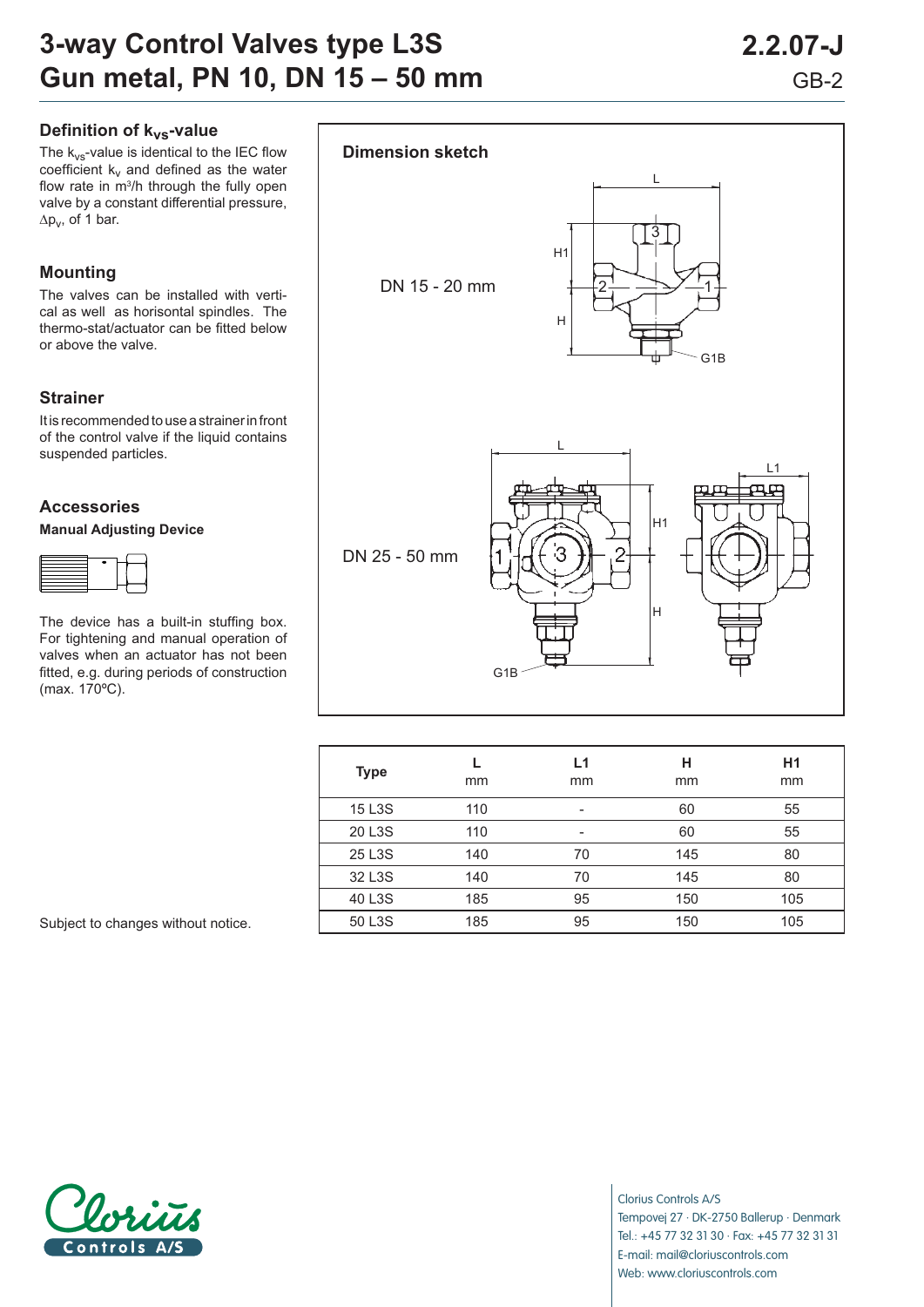# 3-way Control Valves type L3S Gun metal, PN 10, DN 15 – 50 mm

2.2.07-J

GB-2

## Definition of $k_{vs}$-value

The $k_{vs}$-value is identical to the IEC flow coefficient $k_v$ and defined as the water flow rate in $m^3/h$ through the fully open valve by a constant differential pressure, $\Delta p_v$, of 1 bar.

## Mounting

The valves can be installed with vertical as well as horisontal spindles. The thermo-stat/actuator can be fitted below or above the valve.

## Strainer

It is recommended to use a strainer in front of the control valve if the liquid contains suspended particles.

## Accessories

**Manual Adjusting Device**

The device has a built-in stuffing box. For tightening and manual operation of valves when an actuator has not been fitted, e.g. during periods of construction (max. 170ºC).

Subject to changes without notice.

## Dimension sketch

DN 15 - 20 mm

L
H1
H
3
2
1
G1B

DN 25 - 50 mm

L
L1
H1
H
1
3
2
G1B

| Type | L mm | L1 mm | H mm | H1 mm |
|---|---|---|---|---|
| 15 L3S | 110 | - | 60 | 55 |
| 20 L3S | 110 | - | 60 | 55 |
| 25 L3S | 140 | 70 | 145 | 80 |
| 32 L3S | 140 | 70 | 145 | 80 |
| 40 L3S | 185 | 95 | 150 | 105 |
| 50 L3S | 185 | 95 | 150 | 105 |

Clorius Controls A/S

Clorius Controls A/S
Tempovej 27 · DK-2750 Ballerup · Denmark
Tel.: +45 77 32 31 30 · Fax: +45 77 32 31 31
E-mail: mail@cloriuscontrols.com
Web: www.cloriuscontrols.com